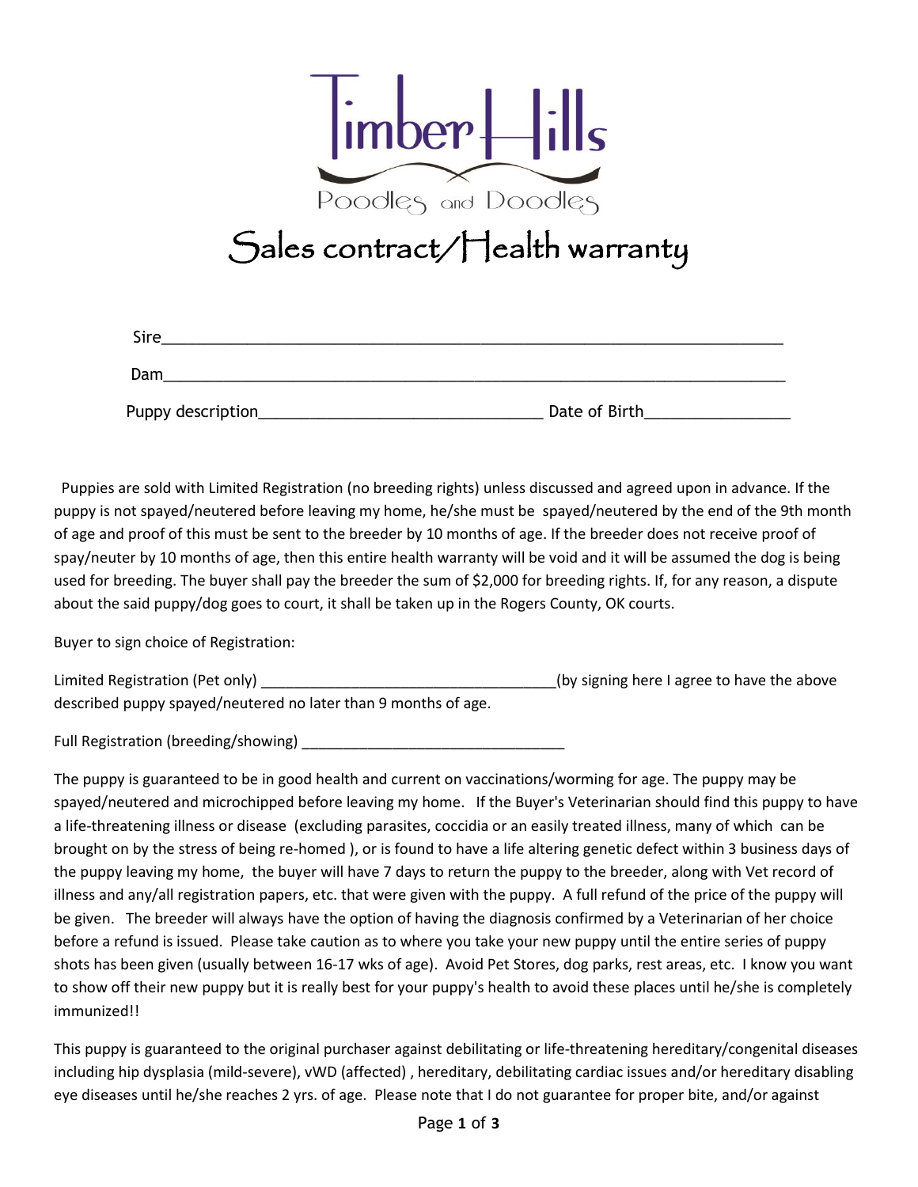# Timber Hills

Poodles and Doodles

# Sales contract/Health warranty

Sire_______________________________________________________________________

Dam_______________________________________________________________________

Puppy description________________________________ Date of Birth________________

Puppies are sold with Limited Registration (no breeding rights) unless discussed and agreed upon in advance. If the puppy is not spayed/neutered before leaving my home, he/she must be spayed/neutered by the end of the 9th month of age and proof of this must be sent to the breeder by 10 months of age. If the breeder does not receive proof of spay/neuter by 10 months of age, then this entire health warranty will be void and it will be assumed the dog is being used for breeding. The buyer shall pay the breeder the sum of $2,000 for breeding rights. If, for any reason, a dispute about the said puppy/dog goes to court, it shall be taken up in the Rogers County, OK courts.

Buyer to sign choice of Registration:

Limited Registration (Pet only) ___________________________________(by signing here I agree to have the above described puppy spayed/neutered no later than 9 months of age.

Full Registration (breeding/showing) ______________________________

The puppy is guaranteed to be in good health and current on vaccinations/worming for age. The puppy may be spayed/neutered and microchipped before leaving my home. If the Buyer's Veterinarian should find this puppy to have a life-threatening illness or disease (excluding parasites, coccidia or an easily treated illness, many of which can be brought on by the stress of being re-homed ), or is found to have a life altering genetic defect within 3 business days of the puppy leaving my home, the buyer will have 7 days to return the puppy to the breeder, along with Vet record of illness and any/all registration papers, etc. that were given with the puppy. A full refund of the price of the puppy will be given. The breeder will always have the option of having the diagnosis confirmed by a Veterinarian of her choice before a refund is issued. Please take caution as to where you take your new puppy until the entire series of puppy shots has been given (usually between 16-17 wks of age). Avoid Pet Stores, dog parks, rest areas, etc. I know you want to show off their new puppy but it is really best for your puppy's health to avoid these places until he/she is completely immunized!!

This puppy is guaranteed to the original purchaser against debilitating or life-threatening hereditary/congenital diseases including hip dysplasia (mild-severe), vWD (affected) , hereditary, debilitating cardiac issues and/or hereditary disabling eye diseases until he/she reaches 2 yrs. of age. Please note that I do not guarantee for proper bite, and/or against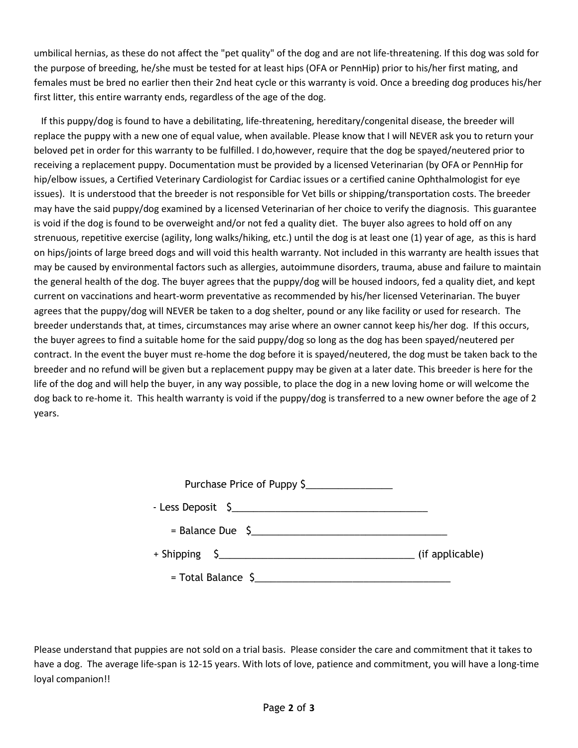umbilical hernias, as these do not affect the "pet quality" of the dog and are not life-threatening. If this dog was sold for the purpose of breeding, he/she must be tested for at least hips (OFA or PennHip) prior to his/her first mating, and females must be bred no earlier then their 2nd heat cycle or this warranty is void. Once a breeding dog produces his/her first litter, this entire warranty ends, regardless of the age of the dog.

If this puppy/dog is found to have a debilitating, life-threatening, hereditary/congenital disease, the breeder will replace the puppy with a new one of equal value, when available. Please know that I will NEVER ask you to return your beloved pet in order for this warranty to be fulfilled. I do,however, require that the dog be spayed/neutered prior to receiving a replacement puppy. Documentation must be provided by a licensed Veterinarian (by OFA or PennHip for hip/elbow issues, a Certified Veterinary Cardiologist for Cardiac issues or a certified canine Ophthalmologist for eye issues). It is understood that the breeder is not responsible for Vet bills or shipping/transportation costs. The breeder may have the said puppy/dog examined by a licensed Veterinarian of her choice to verify the diagnosis. This guarantee is void if the dog is found to be overweight and/or not fed a quality diet. The buyer also agrees to hold off on any strenuous, repetitive exercise (agility, long walks/hiking, etc.) until the dog is at least one (1) year of age, as this is hard on hips/joints of large breed dogs and will void this health warranty. Not included in this warranty are health issues that may be caused by environmental factors such as allergies, autoimmune disorders, trauma, abuse and failure to maintain the general health of the dog. The buyer agrees that the puppy/dog will be housed indoors, fed a quality diet, and kept current on vaccinations and heart-worm preventative as recommended by his/her licensed Veterinarian. The buyer agrees that the puppy/dog will NEVER be taken to a dog shelter, pound or any like facility or used for research. The breeder understands that, at times, circumstances may arise where an owner cannot keep his/her dog. If this occurs, the buyer agrees to find a suitable home for the said puppy/dog so long as the dog has been spayed/neutered per contract. In the event the buyer must re-home the dog before it is spayed/neutered, the dog must be taken back to the breeder and no refund will be given but a replacement puppy may be given at a later date. This breeder is here for the life of the dog and will help the buyer, in any way possible, to place the dog in a new loving home or will welcome the dog back to re-home it. This health warranty is void if the puppy/dog is transferred to a new owner before the age of 2 years.

Purchase Price of Puppy $_______________

- Less Deposit $___________________________________

= Balance Due $___________________________________

+ Shipping $___________________________________ (if applicable)

= Total Balance $___________________________________

Please understand that puppies are not sold on a trial basis. Please consider the care and commitment that it takes to have a dog. The average life-span is 12-15 years. With lots of love, patience and commitment, you will have a long-time loyal companion!!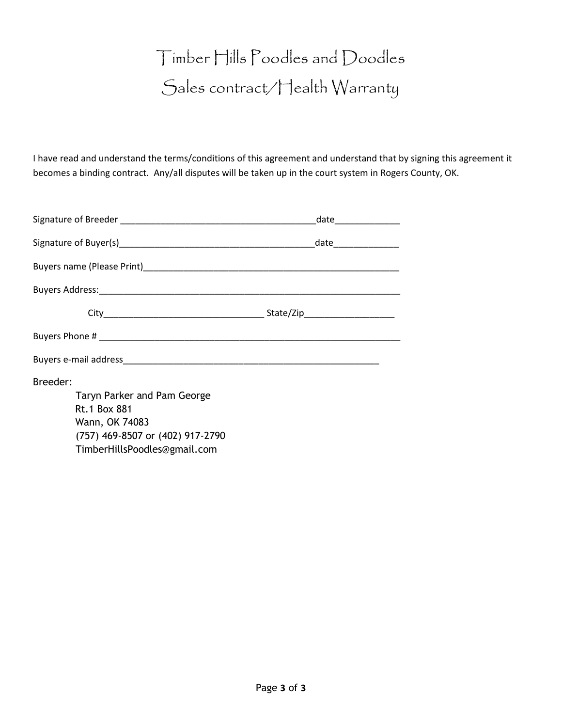# Timber Hills Poodles and Doodles

# Sales contract/Health Warranty

I have read and understand the terms/conditions of this agreement and understand that by signing this agreement it becomes a binding contract. Any/all disputes will be taken up in the court system in Rogers County, OK.

Signature of Breeder ________________________________________date_____________

Signature of Buyer(s)________________________________________date_____________

Buyers name (Please Print)______________________________________________________

Buyers Address:_______________________________________________________________

City_________________________________ State/Zip___________________

Buyers Phone # _______________________________________________________________

Buyers e-mail address_______________________________________________________

Breeder:

Taryn Parker and Pam George
Rt.1 Box 881
Wann, OK 74083
(757) 469-8507 or (402) 917-2790
TimberHillsPoodles@gmail.com